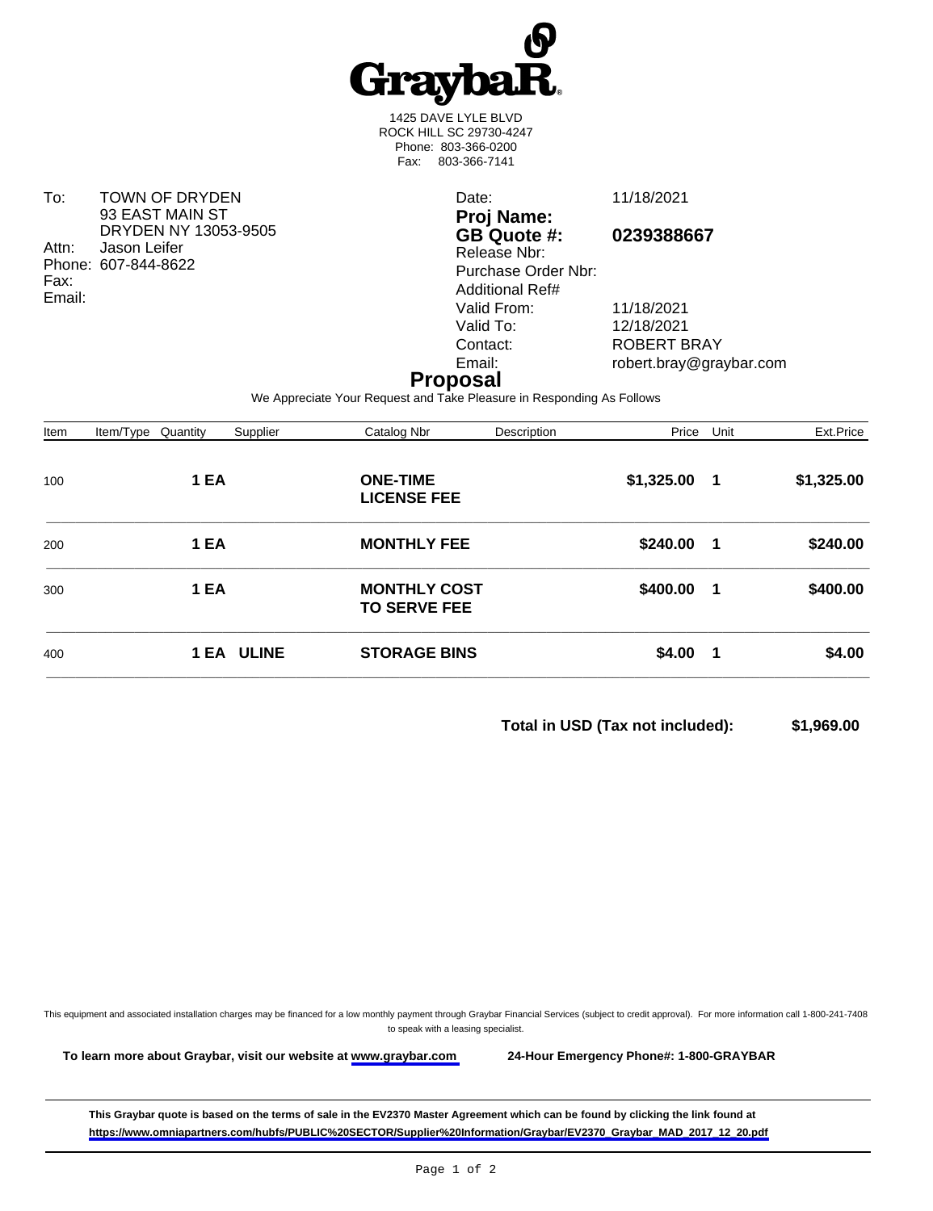# GraybaR

1425 DAVE LYLE BLVD
ROCK HILL SC 29730-4247
Phone: 803-366-0200
Fax: 803-366-7141

To: TOWN OF DRYDEN
93 EAST MAIN ST
DRYDEN NY 13053-9505
Attn: Jason Leifer
Phone: 607-844-8622
Fax:
Email:

Date: 11/18/2021
**Proj Name:**
**GB Quote #: 0239388667**
Release Nbr:
Purchase Order Nbr:
Additional Ref#
Valid From: 11/18/2021
Valid To: 12/18/2021
Contact: ROBERT BRAY
Email: robert.bray@graybar.com

## Proposal

We Appreciate Your Request and Take Pleasure in Responding As Follows

| Item | Item/Type | Quantity | Supplier | Catalog Nbr | Description | Price | Unit | Ext.Price |
|---|---|---|---|---|---|---|---|---|
| 100 | | **1 EA** | | **ONE-TIME LICENSE FEE** | | **$1,325.00** | **1** | **$1,325.00** |
| 200 | | **1 EA** | | **MONTHLY FEE** | | **$240.00** | **1** | **$240.00** |
| 300 | | **1 EA** | | **MONTHLY COST TO SERVE FEE** | | **$400.00** | **1** | **$400.00** |
| 400 | | **1 EA** | **ULINE** | **STORAGE BINS** | | **$4.00** | **1** | **$4.00** |

**Total in USD (Tax not included): $1,969.00**

This equipment and associated installation charges may be financed for a low monthly payment through Graybar Financial Services (subject to credit approval). For more information call 1-800-241-7408 to speak with a leasing specialist.

**To learn more about Graybar, visit our website at www.graybar.com** **24-Hour Emergency Phone#: 1-800-GRAYBAR**

**This Graybar quote is based on the terms of sale in the EV2370 Master Agreement which can be found by clicking the link found at https://www.omniapartners.com/hubfs/PUBLIC%20SECTOR/Supplier%20Information/Graybar/EV2370_Graybar_MAD_2017_12_20.pdf**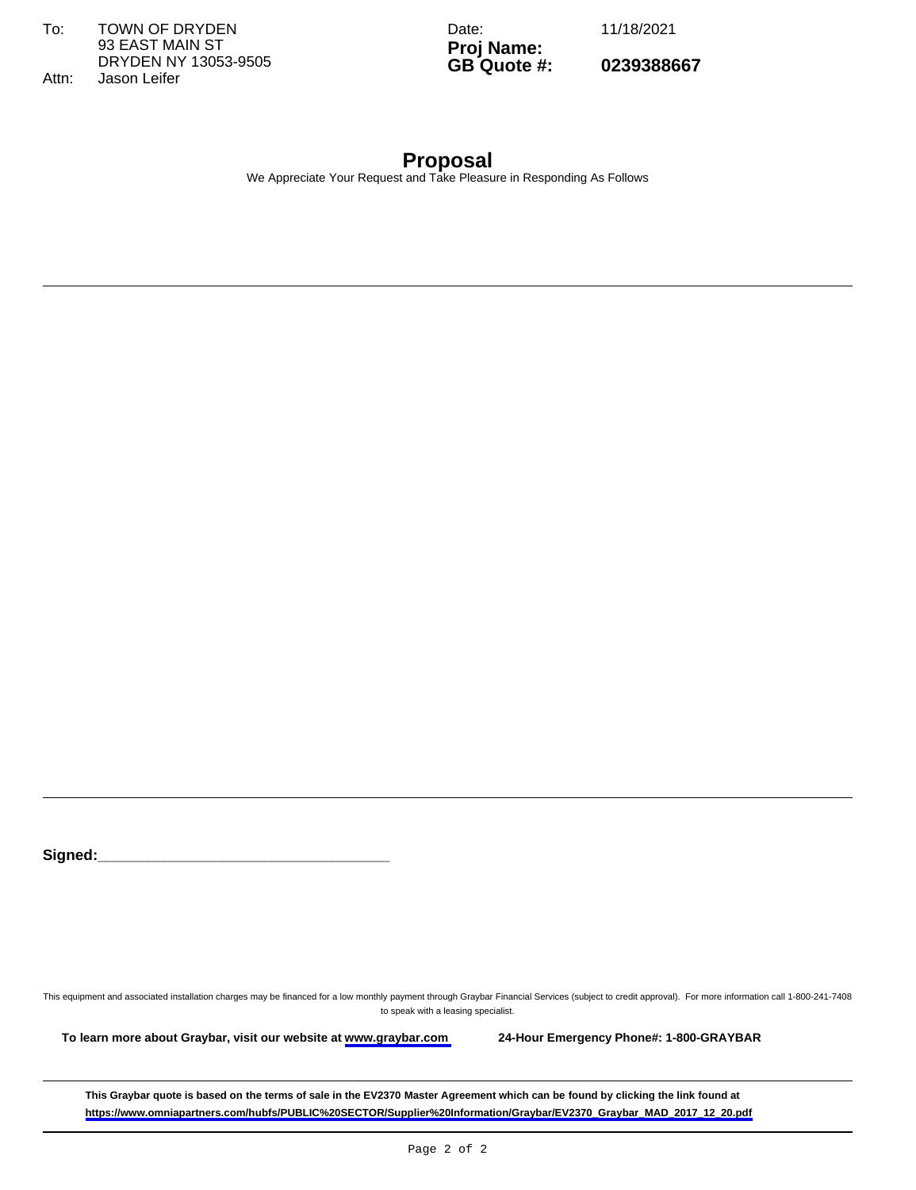| | | | |
|---|---|---|---|
| To: | TOWN OF DRYDEN<br>93 EAST MAIN ST<br>DRYDEN NY 13053-9505 | Date: | 11/18/2021 |
| | | **Proj Name:** | |
| Attn: | Jason Leifer | **GB Quote #:** | **0239388667** |

# Proposal

We Appreciate Your Request and Take Pleasure in Responding As Follows

---

---

**Signed:\_\_\_\_\_\_\_\_\_\_\_\_\_\_\_\_\_\_\_\_\_\_\_\_\_\_\_\_\_\_\_\_\_\_\_\_**

This equipment and associated installation charges may be financed for a low monthly payment through Graybar Financial Services (subject to credit approval). For more information call 1-800-241-7408 to speak with a leasing specialist.

**To learn more about Graybar, visit our website at [www.graybar.com](www.graybar.com)** **24-Hour Emergency Phone#: 1-800-GRAYBAR**

---

**This Graybar quote is based on the terms of sale in the EV2370 Master Agreement which can be found by clicking the link found at [https://www.omniapartners.com/hubfs/PUBLIC%20SECTOR/Supplier%20Information/Graybar/EV2370_Graybar_MAD_2017_12_20.pdf](https://www.omniapartners.com/hubfs/PUBLIC%20SECTOR/Supplier%20Information/Graybar/EV2370_Graybar_MAD_2017_12_20.pdf)**